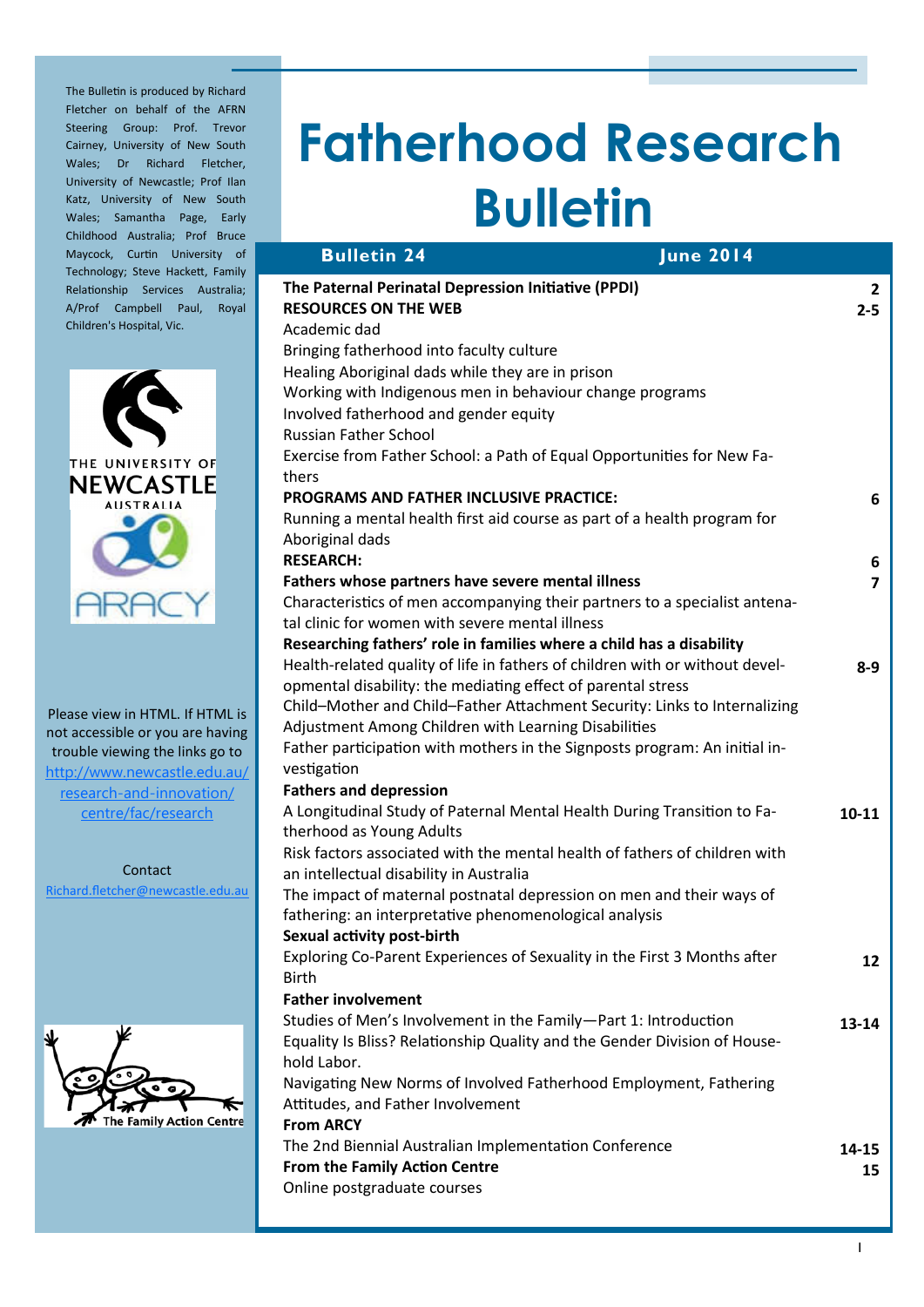The Bulletin is produced by Richard Fletcher on behalf of the AFRN Steering Group: Prof. Trevor Cairney, University of New South Wales; Dr Richard Fletcher, University of Newcastle; Prof Ilan Katz, University of New South Wales; Samantha Page, Early Childhood Australia; Prof Bruce Maycock, Curtin University of Technology; Steve Hackett, Family Relationship Services Australia; A/Prof Campbell Paul, Royal Children's Hospital, Vic.

Please view in HTML. If HTML is not accessible or you are having trouble viewing the links go to http://www.newcastle.edu.au/research-and-innovation/centre/fac/research

Contact
Richard.fletcher@newcastle.edu.au

# Fatherhood Research Bulletin

**Bulletin 24** **June 2014**

| Contents | Page |
|---|---|
| **The Paternal Perinatal Depression Initiative (PPDI)** | **2** |
| **RESOURCES ON THE WEB** | **2-5** |
| Academic dad | |
| Bringing fatherhood into faculty culture | |
| Healing Aboriginal dads while they are in prison | |
| Working with Indigenous men in behaviour change programs | |
| Involved fatherhood and gender equity | |
| Russian Father School | |
| Exercise from Father School: a Path of Equal Opportunities for New Fathers | |
| **PROGRAMS AND FATHER INCLUSIVE PRACTICE:** | **6** |
| Running a mental health first aid course as part of a health program for Aboriginal dads | |
| **RESEARCH:** | **6** |
| **Fathers whose partners have severe mental illness** | **7** |
| Characteristics of men accompanying their partners to a specialist antenatal clinic for women with severe mental illness | |
| **Researching fathers' role in families where a child has a disability** | |
| Health-related quality of life in fathers of children with or without developmental disability: the mediating effect of parental stress | **8-9** |
| Child–Mother and Child–Father Attachment Security: Links to Internalizing Adjustment Among Children with Learning Disabilities | |
| Father participation with mothers in the Signposts program: An initial investigation | |
| **Fathers and depression** | |
| A Longitudinal Study of Paternal Mental Health During Transition to Fatherhood as Young Adults | **10-11** |
| Risk factors associated with the mental health of fathers of children with an intellectual disability in Australia | |
| The impact of maternal postnatal depression on men and their ways of fathering: an interpretative phenomenological analysis | |
| **Sexual activity post-birth** | |
| Exploring Co-Parent Experiences of Sexuality in the First 3 Months after Birth | **12** |
| **Father involvement** | |
| Studies of Men's Involvement in the Family—Part 1: Introduction | **13-14** |
| Equality Is Bliss? Relationship Quality and the Gender Division of Household Labor. | |
| Navigating New Norms of Involved Fatherhood Employment, Fathering Attitudes, and Father Involvement | |
| **From ARCY** | |
| The 2nd Biennial Australian Implementation Conference | **14-15** |
| **From the Family Action Centre** | **15** |
| Online postgraduate courses | |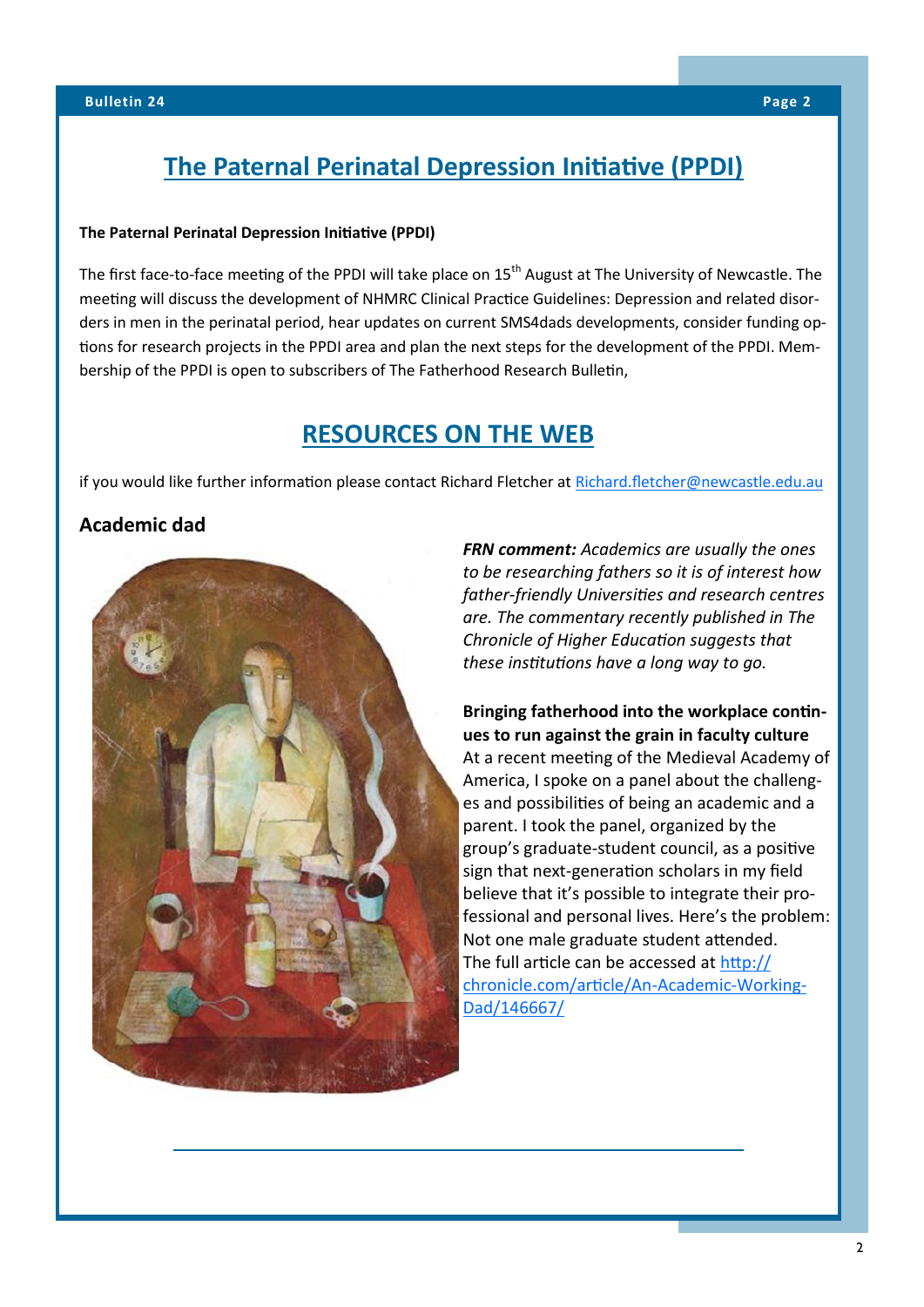# The Paternal Perinatal Depression Initiative (PPDI)

**The Paternal Perinatal Depression Initiative (PPDI)**

The first face-to-face meeting of the PPDI will take place on 15th August at The University of Newcastle. The meeting will discuss the development of NHMRC Clinical Practice Guidelines: Depression and related disorders in men in the perinatal period, hear updates on current SMS4dads developments, consider funding options for research projects in the PPDI area and plan the next steps for the development of the PPDI. Membership of the PPDI is open to subscribers of The Fatherhood Research Bulletin,

# RESOURCES ON THE WEB

if you would like further information please contact Richard Fletcher at Richard.fletcher@newcastle.edu.au

## Academic dad

***FRN comment:*** *Academics are usually the ones to be researching fathers so it is of interest how father-friendly Universities and research centres are. The commentary recently published in The Chronicle of Higher Education suggests that these institutions have a long way to go.*

**Bringing fatherhood into the workplace continues to run against the grain in faculty culture**

At a recent meeting of the Medieval Academy of America, I spoke on a panel about the challenges and possibilities of being an academic and a parent. I took the panel, organized by the group's graduate-student council, as a positive sign that next-generation scholars in my field believe that it's possible to integrate their professional and personal lives. Here's the problem: Not one male graduate student attended.

The full article can be accessed at http://chronicle.com/article/An-Academic-Working-Dad/146667/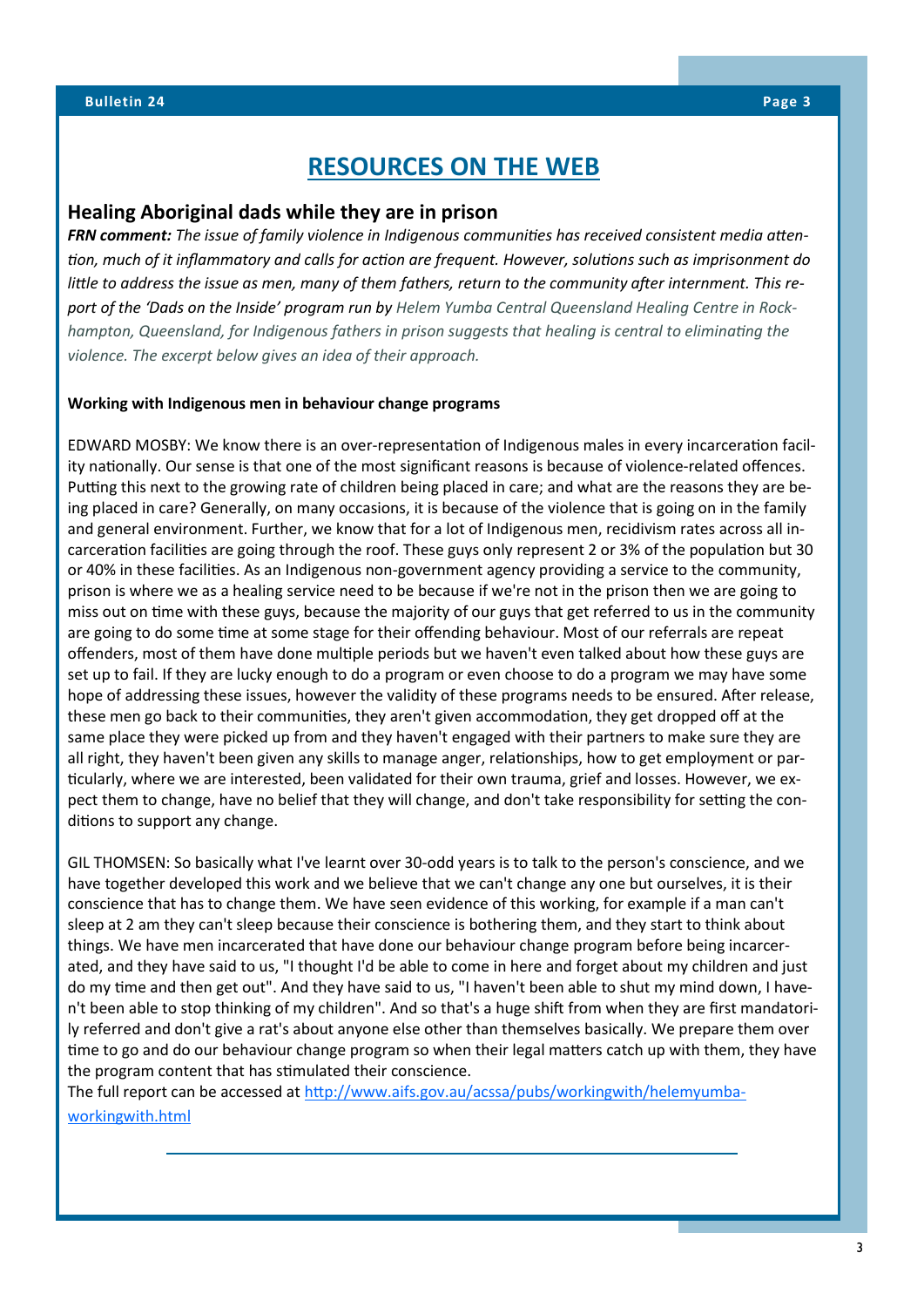# RESOURCES ON THE WEB

## Healing Aboriginal dads while they are in prison

***FRN comment:*** *The issue of family violence in Indigenous communities has received consistent media attention, much of it inflammatory and calls for action are frequent. However, solutions such as imprisonment do little to address the issue as men, many of them fathers, return to the community after internment. This report of the 'Dads on the Inside' program run by Helem Yumba Central Queensland Healing Centre in Rockhampton, Queensland, for Indigenous fathers in prison suggests that healing is central to eliminating the violence. The excerpt below gives an idea of their approach.*

**Working with Indigenous men in behaviour change programs**

EDWARD MOSBY: We know there is an over-representation of Indigenous males in every incarceration facility nationally. Our sense is that one of the most significant reasons is because of violence-related offences. Putting this next to the growing rate of children being placed in care; and what are the reasons they are being placed in care? Generally, on many occasions, it is because of the violence that is going on in the family and general environment. Further, we know that for a lot of Indigenous men, recidivism rates across all incarceration facilities are going through the roof. These guys only represent 2 or 3% of the population but 30 or 40% in these facilities. As an Indigenous non-government agency providing a service to the community, prison is where we as a healing service need to be because if we're not in the prison then we are going to miss out on time with these guys, because the majority of our guys that get referred to us in the community are going to do some time at some stage for their offending behaviour. Most of our referrals are repeat offenders, most of them have done multiple periods but we haven't even talked about how these guys are set up to fail. If they are lucky enough to do a program or even choose to do a program we may have some hope of addressing these issues, however the validity of these programs needs to be ensured. After release, these men go back to their communities, they aren't given accommodation, they get dropped off at the same place they were picked up from and they haven't engaged with their partners to make sure they are all right, they haven't been given any skills to manage anger, relationships, how to get employment or particularly, where we are interested, been validated for their own trauma, grief and losses. However, we expect them to change, have no belief that they will change, and don't take responsibility for setting the conditions to support any change.

GIL THOMSEN: So basically what I've learnt over 30-odd years is to talk to the person's conscience, and we have together developed this work and we believe that we can't change any one but ourselves, it is their conscience that has to change them. We have seen evidence of this working, for example if a man can't sleep at 2 am they can't sleep because their conscience is bothering them, and they start to think about things. We have men incarcerated that have done our behaviour change program before being incarcerated, and they have said to us, "I thought I'd be able to come in here and forget about my children and just do my time and then get out". And they have said to us, "I haven't been able to shut my mind down, I haven't been able to stop thinking of my children". And so that's a huge shift from when they are first mandatorily referred and don't give a rat's about anyone else other than themselves basically. We prepare them over time to go and do our behaviour change program so when their legal matters catch up with them, they have the program content that has stimulated their conscience.

The full report can be accessed at [http://www.aifs.gov.au/acssa/pubs/workingwith/helemyumba-workingwith.html](http://www.aifs.gov.au/acssa/pubs/workingwith/helemyumba-workingwith.html)

---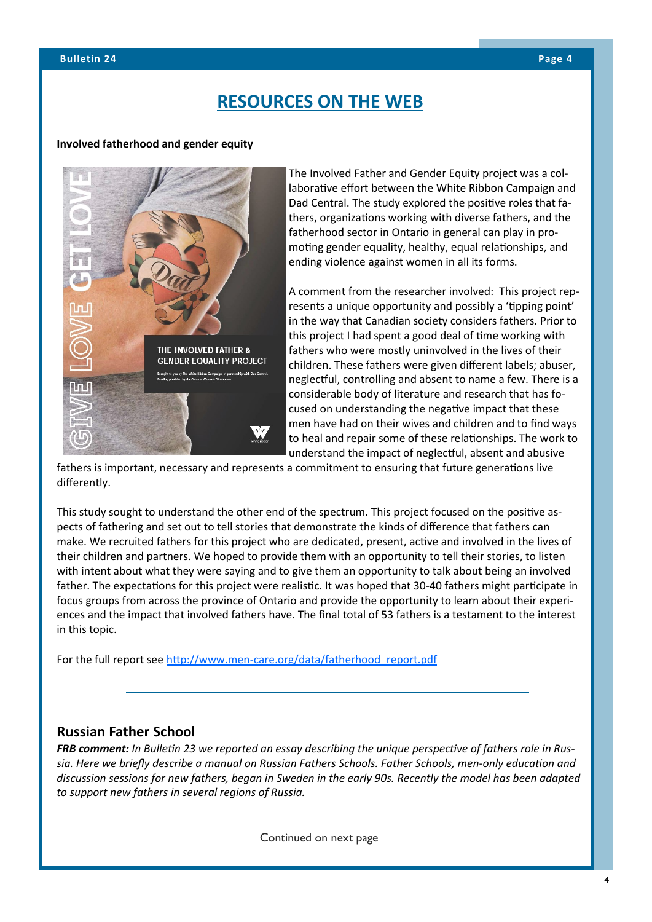# RESOURCES ON THE WEB

**Involved fatherhood and gender equity**

The Involved Father and Gender Equity project was a collaborative effort between the White Ribbon Campaign and Dad Central. The study explored the positive roles that fathers, organizations working with diverse fathers, and the fatherhood sector in Ontario in general can play in promoting gender equality, healthy, equal relationships, and ending violence against women in all its forms.

A comment from the researcher involved: This project represents a unique opportunity and possibly a 'tipping point' in the way that Canadian society considers fathers. Prior to this project I had spent a good deal of time working with fathers who were mostly uninvolved in the lives of their children. These fathers were given different labels; abuser, neglectful, controlling and absent to name a few. There is a considerable body of literature and research that has focused on understanding the negative impact that these men have had on their wives and children and to find ways to heal and repair some of these relationships. The work to understand the impact of neglectful, absent and abusive fathers is important, necessary and represents a commitment to ensuring that future generations live differently.

This study sought to understand the other end of the spectrum. This project focused on the positive aspects of fathering and set out to tell stories that demonstrate the kinds of difference that fathers can make. We recruited fathers for this project who are dedicated, present, active and involved in the lives of their children and partners. We hoped to provide them with an opportunity to tell their stories, to listen with intent about what they were saying and to give them an opportunity to talk about being an involved father. The expectations for this project were realistic. It was hoped that 30-40 fathers might participate in focus groups from across the province of Ontario and provide the opportunity to learn about their experiences and the impact that involved fathers have. The final total of 53 fathers is a testament to the interest in this topic.

For the full report see http://www.men-care.org/data/fatherhood_report.pdf

---

## Russian Father School

***FRB comment:*** *In Bulletin 23 we reported an essay describing the unique perspective of fathers role in Russia. Here we briefly describe a manual on Russian Fathers Schools. Father Schools, men-only education and discussion sessions for new fathers, began in Sweden in the early 90s. Recently the model has been adapted to support new fathers in several regions of Russia.*

Continued on next page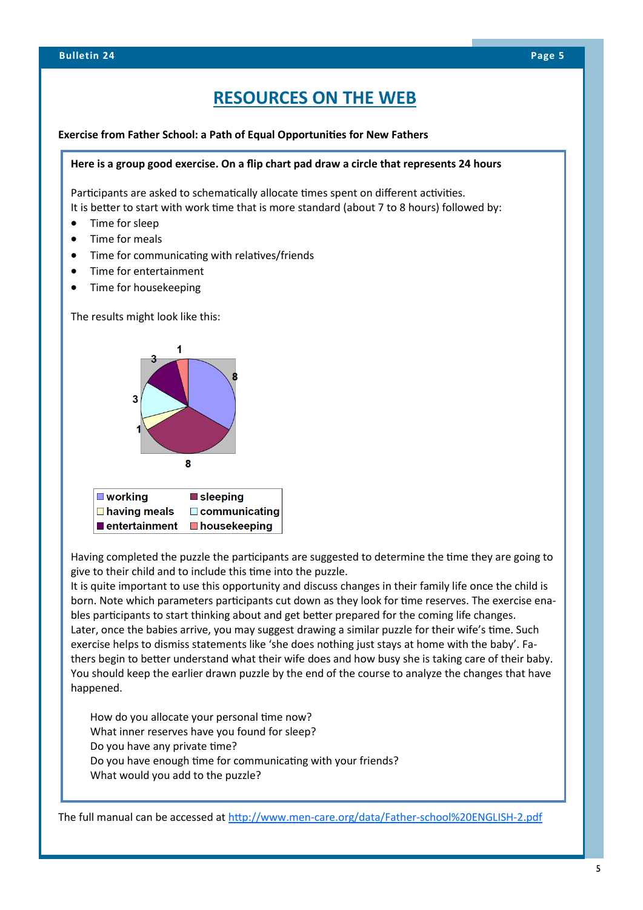# RESOURCES ON THE WEB

**Exercise from Father School: a Path of Equal Opportunities for New Fathers**

**Here is a group good exercise. On a flip chart pad draw a circle that represents 24 hours**

Participants are asked to schematically allocate times spent on different activities.
It is better to start with work time that is more standard (about 7 to 8 hours) followed by:

- Time for sleep
- Time for meals
- Time for communicating with relatives/friends
- Time for entertainment
- Time for housekeeping

The results might look like this:

| | |
|---|---|
| working | sleeping |
| having meals | communicating |
| entertainment | housekeeping |

Having completed the puzzle the participants are suggested to determine the time they are going to give to their child and to include this time into the puzzle.
It is quite important to use this opportunity and discuss changes in their family life once the child is born. Note which parameters participants cut down as they look for time reserves. The exercise enables participants to start thinking about and get better prepared for the coming life changes.
Later, once the babies arrive, you may suggest drawing a similar puzzle for their wife's time. Such exercise helps to dismiss statements like 'she does nothing just stays at home with the baby'. Fathers begin to better understand what their wife does and how busy she is taking care of their baby.
You should keep the earlier drawn puzzle by the end of the course to analyze the changes that have happened.

How do you allocate your personal time now?
What inner reserves have you found for sleep?
Do you have any private time?
Do you have enough time for communicating with your friends?
What would you add to the puzzle?

The full manual can be accessed at [http://www.men-care.org/data/Father-school%20ENGLISH-2.pdf](http://www.men-care.org/data/Father-school%20ENGLISH-2.pdf)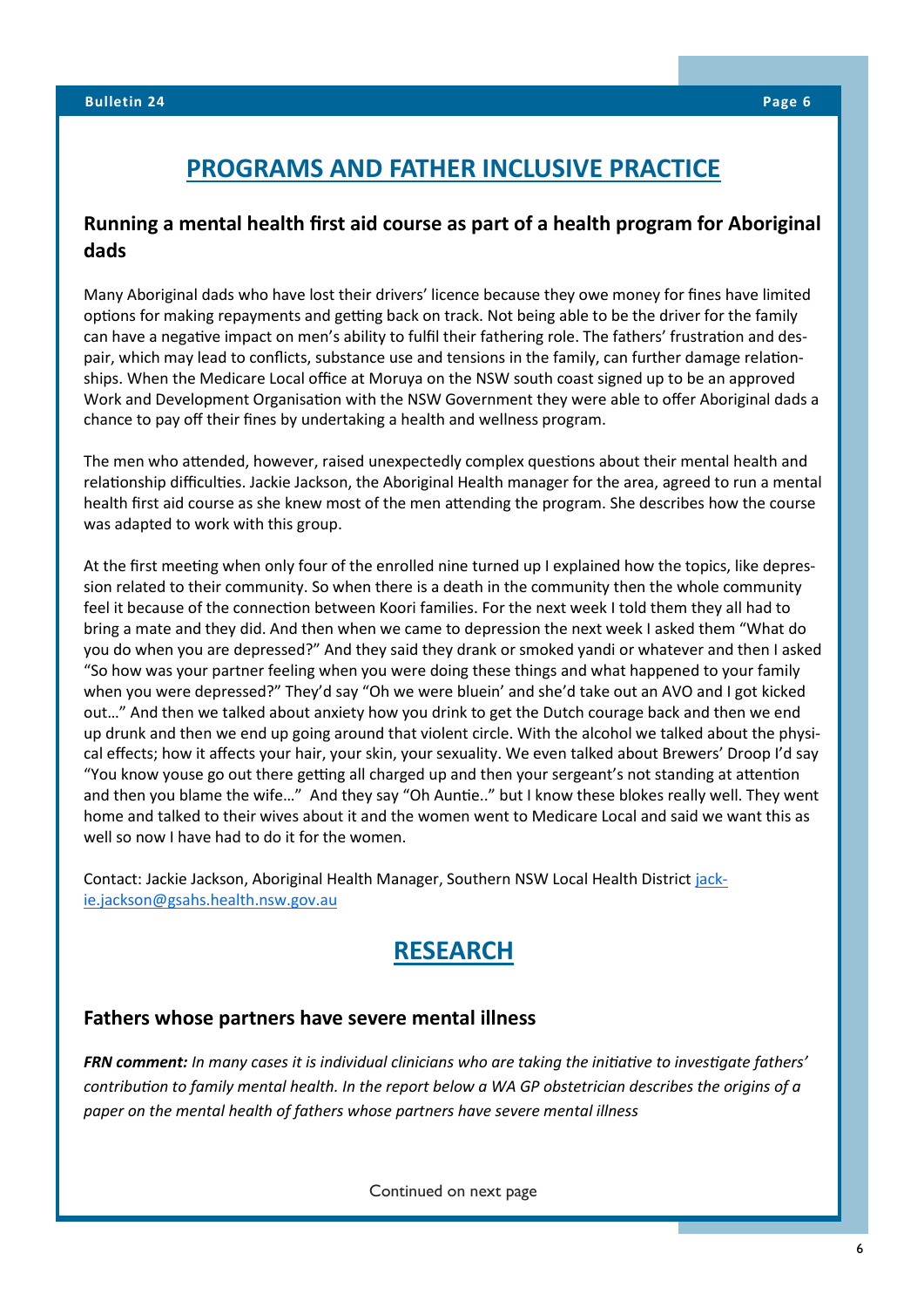## PROGRAMS AND FATHER INCLUSIVE PRACTICE

### Running a mental health first aid course as part of a health program for Aboriginal dads

Many Aboriginal dads who have lost their drivers' licence because they owe money for fines have limited options for making repayments and getting back on track. Not being able to be the driver for the family can have a negative impact on men's ability to fulfil their fathering role. The fathers' frustration and despair, which may lead to conflicts, substance use and tensions in the family, can further damage relationships. When the Medicare Local office at Moruya on the NSW south coast signed up to be an approved Work and Development Organisation with the NSW Government they were able to offer Aboriginal dads a chance to pay off their fines by undertaking a health and wellness program.

The men who attended, however, raised unexpectedly complex questions about their mental health and relationship difficulties. Jackie Jackson, the Aboriginal Health manager for the area, agreed to run a mental health first aid course as she knew most of the men attending the program. She describes how the course was adapted to work with this group.

At the first meeting when only four of the enrolled nine turned up I explained how the topics, like depression related to their community. So when there is a death in the community then the whole community feel it because of the connection between Koori families. For the next week I told them they all had to bring a mate and they did. And then when we came to depression the next week I asked them "What do you do when you are depressed?" And they said they drank or smoked yandi or whatever and then I asked "So how was your partner feeling when you were doing these things and what happened to your family when you were depressed?" They'd say "Oh we were bluein' and she'd take out an AVO and I got kicked out…" And then we talked about anxiety how you drink to get the Dutch courage back and then we end up drunk and then we end up going around that violent circle. With the alcohol we talked about the physical effects; how it affects your hair, your skin, your sexuality. We even talked about Brewers' Droop I'd say "You know youse go out there getting all charged up and then your sergeant's not standing at attention and then you blame the wife…" And they say "Oh Auntie.." but I know these blokes really well. They went home and talked to their wives about it and the women went to Medicare Local and said we want this as well so now I have had to do it for the women.

Contact: Jackie Jackson, Aboriginal Health Manager, Southern NSW Local Health District [jackie.jackson@gsahs.health.nsw.gov.au](mailto:jackie.jackson@gsahs.health.nsw.gov.au)

## RESEARCH

### Fathers whose partners have severe mental illness

***FRN comment:*** *In many cases it is individual clinicians who are taking the initiative to investigate fathers' contribution to family mental health. In the report below a WA GP obstetrician describes the origins of a paper on the mental health of fathers whose partners have severe mental illness*

Continued on next page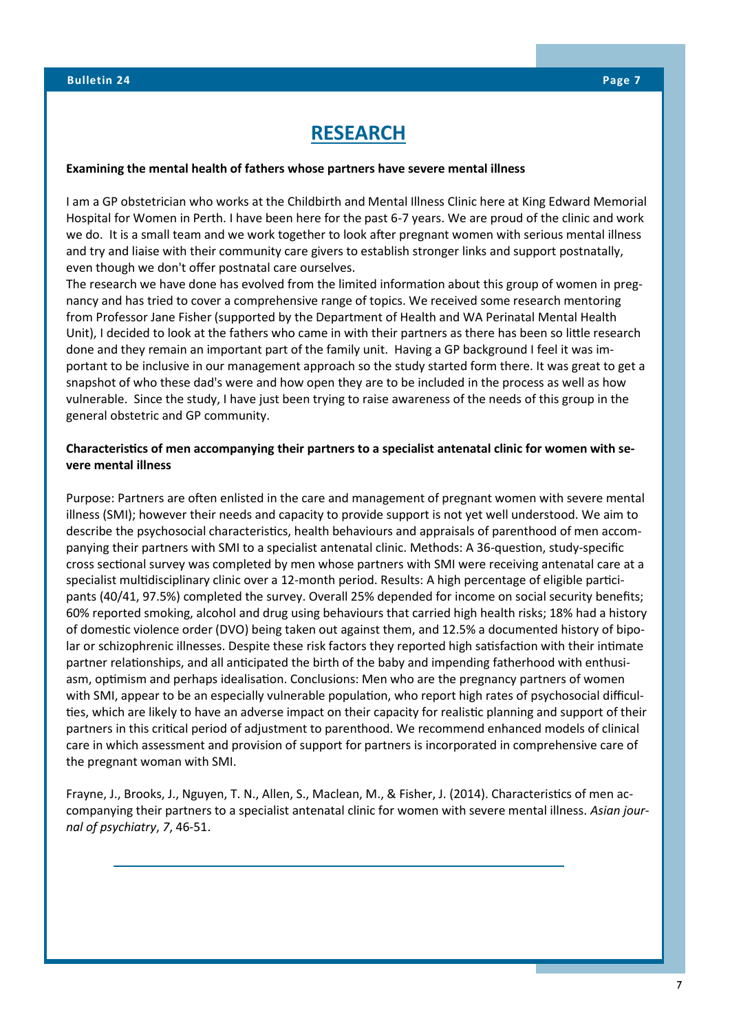# RESEARCH

**Examining the mental health of fathers whose partners have severe mental illness**

I am a GP obstetrician who works at the Childbirth and Mental Illness Clinic here at King Edward Memorial Hospital for Women in Perth. I have been here for the past 6-7 years. We are proud of the clinic and work we do. It is a small team and we work together to look after pregnant women with serious mental illness and try and liaise with their community care givers to establish stronger links and support postnatally, even though we don't offer postnatal care ourselves.
The research we have done has evolved from the limited information about this group of women in pregnancy and has tried to cover a comprehensive range of topics. We received some research mentoring from Professor Jane Fisher (supported by the Department of Health and WA Perinatal Mental Health Unit), I decided to look at the fathers who came in with their partners as there has been so little research done and they remain an important part of the family unit. Having a GP background I feel it was important to be inclusive in our management approach so the study started form there. It was great to get a snapshot of who these dad's were and how open they are to be included in the process as well as how vulnerable. Since the study, I have just been trying to raise awareness of the needs of this group in the general obstetric and GP community.

**Characteristics of men accompanying their partners to a specialist antenatal clinic for women with severe mental illness**

Purpose: Partners are often enlisted in the care and management of pregnant women with severe mental illness (SMI); however their needs and capacity to provide support is not yet well understood. We aim to describe the psychosocial characteristics, health behaviours and appraisals of parenthood of men accompanying their partners with SMI to a specialist antenatal clinic. Methods: A 36-question, study-specific cross sectional survey was completed by men whose partners with SMI were receiving antenatal care at a specialist multidisciplinary clinic over a 12-month period. Results: A high percentage of eligible participants (40/41, 97.5%) completed the survey. Overall 25% depended for income on social security benefits; 60% reported smoking, alcohol and drug using behaviours that carried high health risks; 18% had a history of domestic violence order (DVO) being taken out against them, and 12.5% a documented history of bipolar or schizophrenic illnesses. Despite these risk factors they reported high satisfaction with their intimate partner relationships, and all anticipated the birth of the baby and impending fatherhood with enthusiasm, optimism and perhaps idealisation. Conclusions: Men who are the pregnancy partners of women with SMI, appear to be an especially vulnerable population, who report high rates of psychosocial difficulties, which are likely to have an adverse impact on their capacity for realistic planning and support of their partners in this critical period of adjustment to parenthood. We recommend enhanced models of clinical care in which assessment and provision of support for partners is incorporated in comprehensive care of the pregnant woman with SMI.

Frayne, J., Brooks, J., Nguyen, T. N., Allen, S., Maclean, M., & Fisher, J. (2014). Characteristics of men accompanying their partners to a specialist antenatal clinic for women with severe mental illness. *Asian journal of psychiatry*, *7*, 46-51.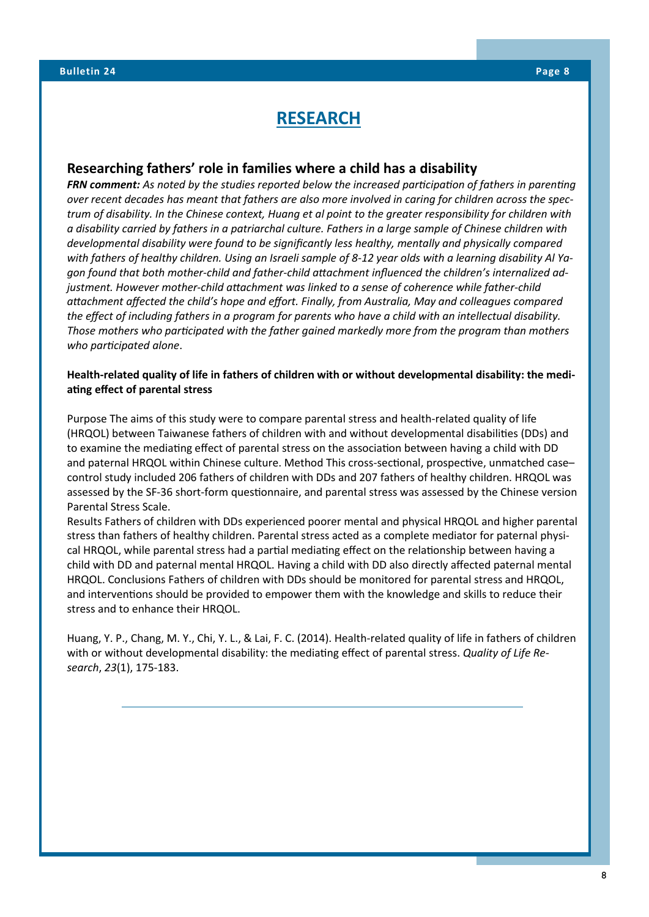# RESEARCH

## Researching fathers' role in families where a child has a disability

***FRN comment:*** *As noted by the studies reported below the increased participation of fathers in parenting over recent decades has meant that fathers are also more involved in caring for children across the spectrum of disability. In the Chinese context, Huang et al point to the greater responsibility for children with a disability carried by fathers in a patriarchal culture. Fathers in a large sample of Chinese children with developmental disability were found to be significantly less healthy, mentally and physically compared with fathers of healthy children. Using an Israeli sample of 8-12 year olds with a learning disability Al Yagon found that both mother-child and father-child attachment influenced the children's internalized adjustment. However mother-child attachment was linked to a sense of coherence while father-child attachment affected the child's hope and effort. Finally, from Australia, May and colleagues compared the effect of including fathers in a program for parents who have a child with an intellectual disability. Those mothers who participated with the father gained markedly more from the program than mothers who participated alone*.

**Health-related quality of life in fathers of children with or without developmental disability: the mediating effect of parental stress**

Purpose The aims of this study were to compare parental stress and health-related quality of life (HRQOL) between Taiwanese fathers of children with and without developmental disabilities (DDs) and to examine the mediating effect of parental stress on the association between having a child with DD and paternal HRQOL within Chinese culture. Method This cross-sectional, prospective, unmatched case–control study included 206 fathers of children with DDs and 207 fathers of healthy children. HRQOL was assessed by the SF-36 short-form questionnaire, and parental stress was assessed by the Chinese version Parental Stress Scale.

Results Fathers of children with DDs experienced poorer mental and physical HRQOL and higher parental stress than fathers of healthy children. Parental stress acted as a complete mediator for paternal physical HRQOL, while parental stress had a partial mediating effect on the relationship between having a child with DD and paternal mental HRQOL. Having a child with DD also directly affected paternal mental HRQOL. Conclusions Fathers of children with DDs should be monitored for parental stress and HRQOL, and interventions should be provided to empower them with the knowledge and skills to reduce their stress and to enhance their HRQOL.

Huang, Y. P., Chang, M. Y., Chi, Y. L., & Lai, F. C. (2014). Health-related quality of life in fathers of children with or without developmental disability: the mediating effect of parental stress. *Quality of Life Research*, *23*(1), 175-183.

---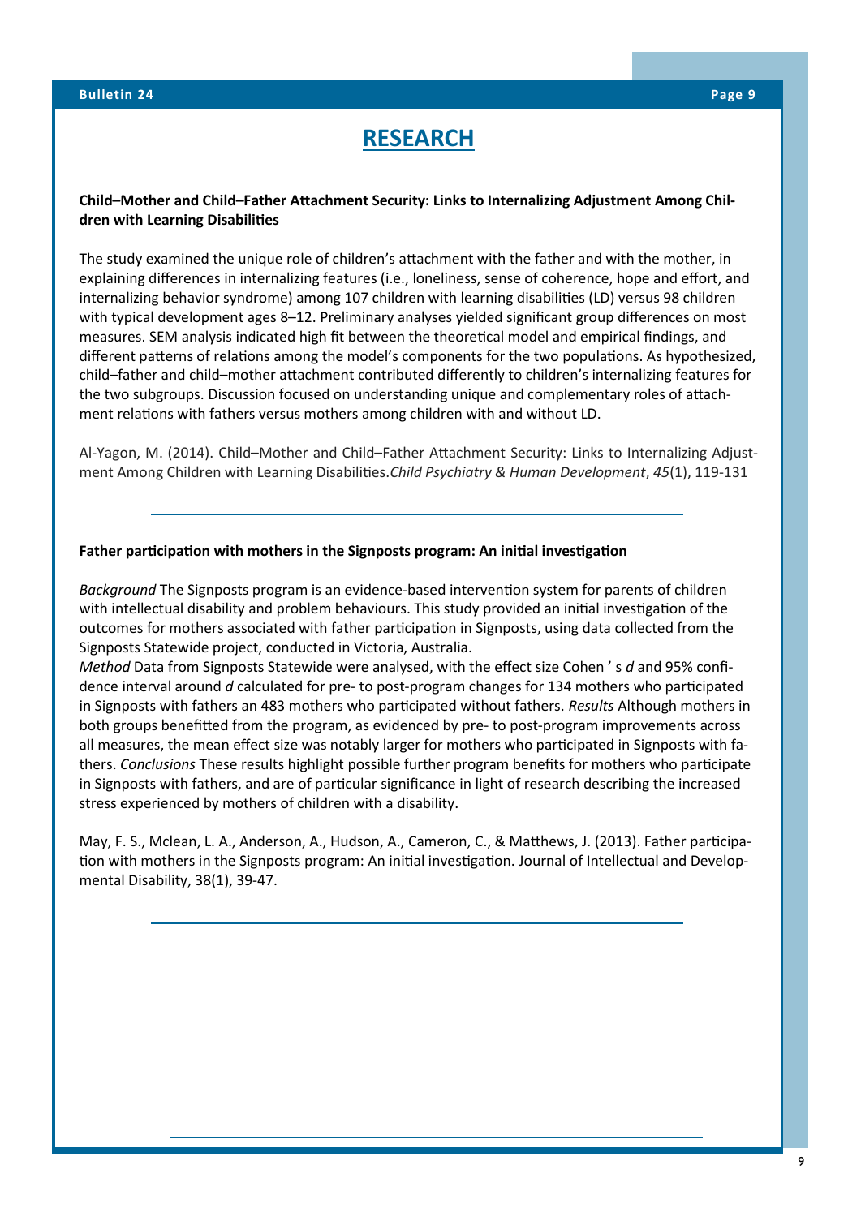# RESEARCH

**Child–Mother and Child–Father Attachment Security: Links to Internalizing Adjustment Among Children with Learning Disabilities**

The study examined the unique role of children's attachment with the father and with the mother, in explaining differences in internalizing features (i.e., loneliness, sense of coherence, hope and effort, and internalizing behavior syndrome) among 107 children with learning disabilities (LD) versus 98 children with typical development ages 8–12. Preliminary analyses yielded significant group differences on most measures. SEM analysis indicated high fit between the theoretical model and empirical findings, and different patterns of relations among the model's components for the two populations. As hypothesized, child–father and child–mother attachment contributed differently to children's internalizing features for the two subgroups. Discussion focused on understanding unique and complementary roles of attachment relations with fathers versus mothers among children with and without LD.

Al-Yagon, M. (2014). Child–Mother and Child–Father Attachment Security: Links to Internalizing Adjustment Among Children with Learning Disabilities.*Child Psychiatry & Human Development*, *45*(1), 119-131

---

**Father participation with mothers in the Signposts program: An initial investigation**

*Background* The Signposts program is an evidence-based intervention system for parents of children with intellectual disability and problem behaviours. This study provided an initial investigation of the outcomes for mothers associated with father participation in Signposts, using data collected from the Signposts Statewide project, conducted in Victoria, Australia.
*Method* Data from Signposts Statewide were analysed, with the effect size Cohen ' s *d* and 95% confidence interval around *d* calculated for pre- to post-program changes for 134 mothers who participated in Signposts with fathers an 483 mothers who participated without fathers. *Results* Although mothers in both groups benefitted from the program, as evidenced by pre- to post-program improvements across all measures, the mean effect size was notably larger for mothers who participated in Signposts with fathers. *Conclusions* These results highlight possible further program benefits for mothers who participate in Signposts with fathers, and are of particular significance in light of research describing the increased stress experienced by mothers of children with a disability.

May, F. S., Mclean, L. A., Anderson, A., Hudson, A., Cameron, C., & Matthews, J. (2013). Father participation with mothers in the Signposts program: An initial investigation. Journal of Intellectual and Developmental Disability, 38(1), 39-47.

---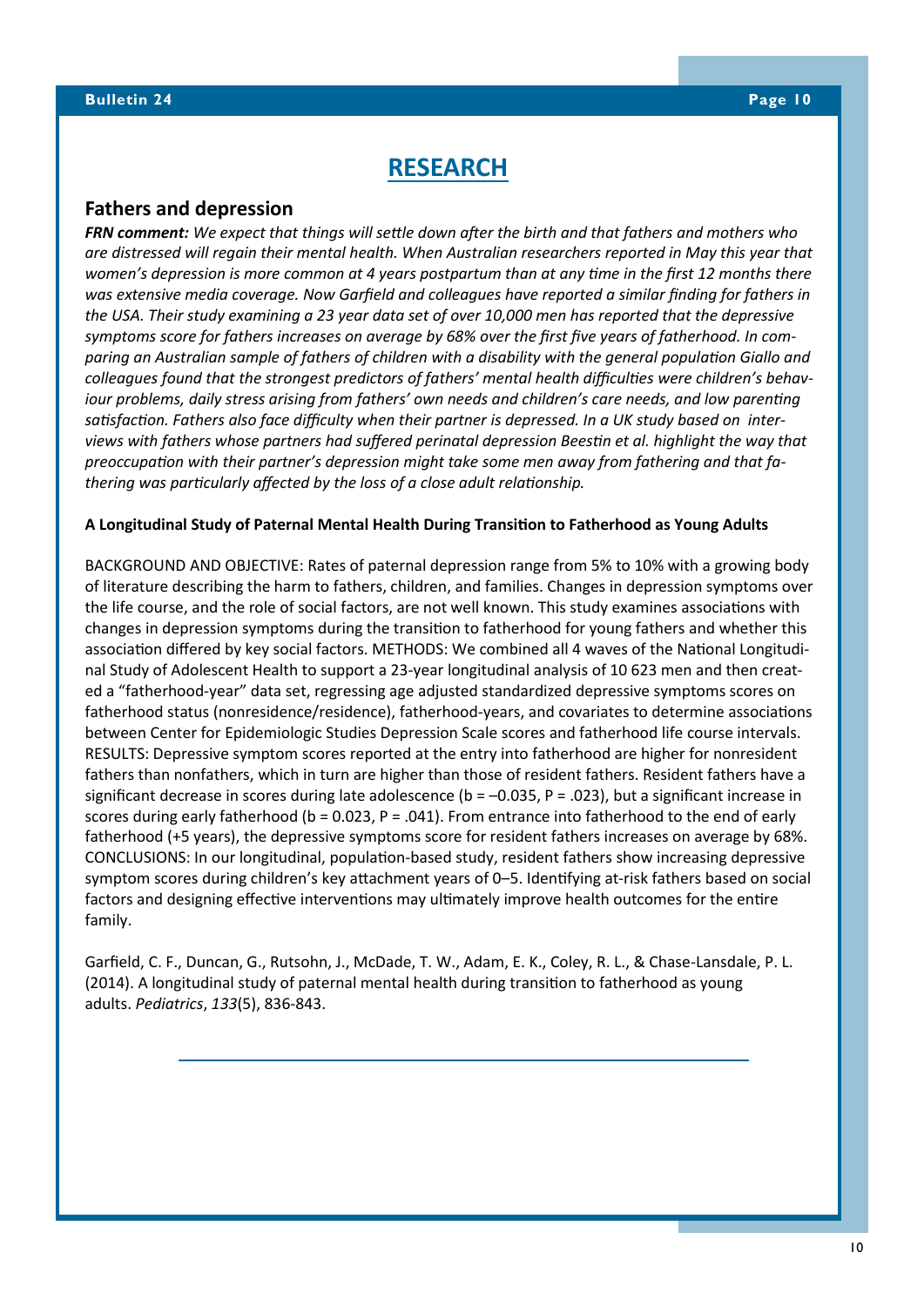# RESEARCH

## Fathers and depression

***FRN comment:*** *We expect that things will settle down after the birth and that fathers and mothers who are distressed will regain their mental health. When Australian researchers reported in May this year that women's depression is more common at 4 years postpartum than at any time in the first 12 months there was extensive media coverage. Now Garfield and colleagues have reported a similar finding for fathers in the USA. Their study examining a 23 year data set of over 10,000 men has reported that the depressive symptoms score for fathers increases on average by 68% over the first five years of fatherhood. In comparing an Australian sample of fathers of children with a disability with the general population Giallo and colleagues found that the strongest predictors of fathers' mental health difficulties were children's behaviour problems, daily stress arising from fathers' own needs and children's care needs, and low parenting satisfaction. Fathers also face difficulty when their partner is depressed. In a UK study based on interviews with fathers whose partners had suffered perinatal depression Beestin et al. highlight the way that preoccupation with their partner's depression might take some men away from fathering and that fathering was particularly affected by the loss of a close adult relationship.*

**A Longitudinal Study of Paternal Mental Health During Transition to Fatherhood as Young Adults**

BACKGROUND AND OBJECTIVE: Rates of paternal depression range from 5% to 10% with a growing body of literature describing the harm to fathers, children, and families. Changes in depression symptoms over the life course, and the role of social factors, are not well known. This study examines associations with changes in depression symptoms during the transition to fatherhood for young fathers and whether this association differed by key social factors. METHODS: We combined all 4 waves of the National Longitudinal Study of Adolescent Health to support a 23-year longitudinal analysis of 10 623 men and then created a "fatherhood-year" data set, regressing age adjusted standardized depressive symptoms scores on fatherhood status (nonresidence/residence), fatherhood-years, and covariates to determine associations between Center for Epidemiologic Studies Depression Scale scores and fatherhood life course intervals. RESULTS: Depressive symptom scores reported at the entry into fatherhood are higher for nonresident fathers than nonfathers, which in turn are higher than those of resident fathers. Resident fathers have a significant decrease in scores during late adolescence ($b = -0.035$, $P = .023$), but a significant increase in scores during early fatherhood ($b = 0.023$, $P = .041$). From entrance into fatherhood to the end of early fatherhood (+5 years), the depressive symptoms score for resident fathers increases on average by 68%. CONCLUSIONS: In our longitudinal, population-based study, resident fathers show increasing depressive symptom scores during children's key attachment years of 0–5. Identifying at-risk fathers based on social factors and designing effective interventions may ultimately improve health outcomes for the entire family.

Garfield, C. F., Duncan, G., Rutsohn, J., McDade, T. W., Adam, E. K., Coley, R. L., & Chase-Lansdale, P. L. (2014). A longitudinal study of paternal mental health during transition to fatherhood as young adults. *Pediatrics*, *133*(5), 836-843.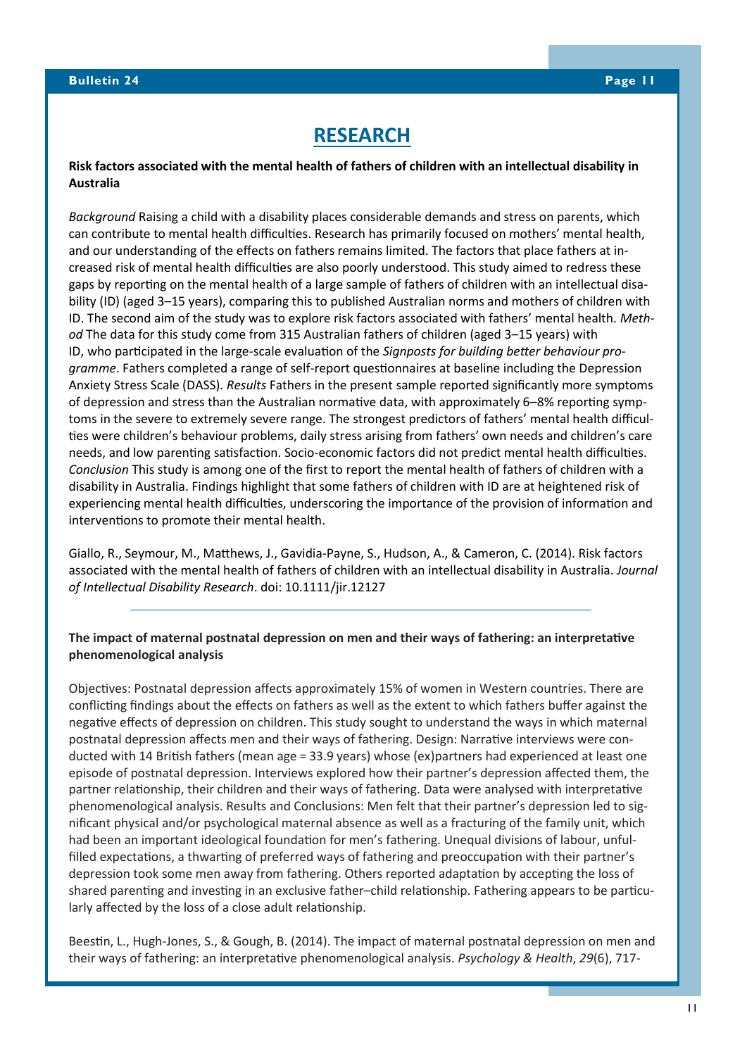# RESEARCH

**Risk factors associated with the mental health of fathers of children with an intellectual disability in Australia**

*Background* Raising a child with a disability places considerable demands and stress on parents, which can contribute to mental health difficulties. Research has primarily focused on mothers' mental health, and our understanding of the effects on fathers remains limited. The factors that place fathers at increased risk of mental health difficulties are also poorly understood. This study aimed to redress these gaps by reporting on the mental health of a large sample of fathers of children with an intellectual disability (ID) (aged 3–15 years), comparing this to published Australian norms and mothers of children with ID. The second aim of the study was to explore risk factors associated with fathers' mental health. *Method* The data for this study come from 315 Australian fathers of children (aged 3–15 years) with ID, who participated in the large-scale evaluation of the *Signposts for building better behaviour programme*. Fathers completed a range of self-report questionnaires at baseline including the Depression Anxiety Stress Scale (DASS). *Results* Fathers in the present sample reported significantly more symptoms of depression and stress than the Australian normative data, with approximately 6–8% reporting symptoms in the severe to extremely severe range. The strongest predictors of fathers' mental health difficulties were children's behaviour problems, daily stress arising from fathers' own needs and children's care needs, and low parenting satisfaction. Socio-economic factors did not predict mental health difficulties. *Conclusion* This study is among one of the first to report the mental health of fathers of children with a disability in Australia. Findings highlight that some fathers of children with ID are at heightened risk of experiencing mental health difficulties, underscoring the importance of the provision of information and interventions to promote their mental health.

Giallo, R., Seymour, M., Matthews, J., Gavidia-Payne, S., Hudson, A., & Cameron, C. (2014). Risk factors associated with the mental health of fathers of children with an intellectual disability in Australia. *Journal of Intellectual Disability Research*. doi: 10.1111/jir.12127

---

**The impact of maternal postnatal depression on men and their ways of fathering: an interpretative phenomenological analysis**

Objectives: Postnatal depression affects approximately 15% of women in Western countries. There are conflicting findings about the effects on fathers as well as the extent to which fathers buffer against the negative effects of depression on children. This study sought to understand the ways in which maternal postnatal depression affects men and their ways of fathering. Design: Narrative interviews were conducted with 14 British fathers (mean age = 33.9 years) whose (ex)partners had experienced at least one episode of postnatal depression. Interviews explored how their partner's depression affected them, the partner relationship, their children and their ways of fathering. Data were analysed with interpretative phenomenological analysis. Results and Conclusions: Men felt that their partner's depression led to significant physical and/or psychological maternal absence as well as a fracturing of the family unit, which had been an important ideological foundation for men's fathering. Unequal divisions of labour, unfulfilled expectations, a thwarting of preferred ways of fathering and preoccupation with their partner's depression took some men away from fathering. Others reported adaptation by accepting the loss of shared parenting and investing in an exclusive father–child relationship. Fathering appears to be particularly affected by the loss of a close adult relationship.

Beestin, L., Hugh-Jones, S., & Gough, B. (2014). The impact of maternal postnatal depression on men and their ways of fathering: an interpretative phenomenological analysis. *Psychology & Health*, *29*(6), 717-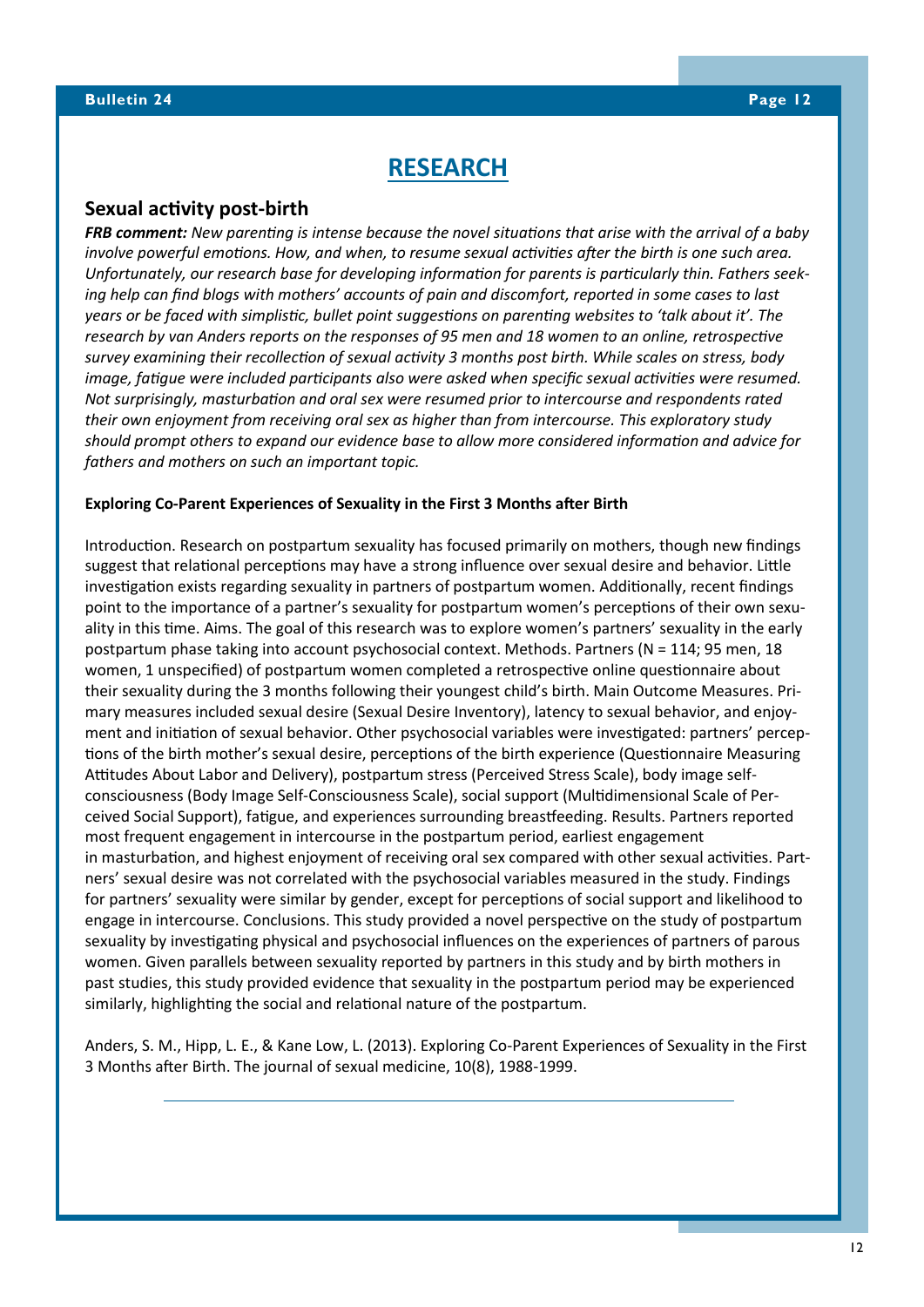# RESEARCH

## Sexual activity post-birth

***FRB comment:*** *New parenting is intense because the novel situations that arise with the arrival of a baby involve powerful emotions. How, and when, to resume sexual activities after the birth is one such area. Unfortunately, our research base for developing information for parents is particularly thin. Fathers seeking help can find blogs with mothers' accounts of pain and discomfort, reported in some cases to last years or be faced with simplistic, bullet point suggestions on parenting websites to 'talk about it'. The research by van Anders reports on the responses of 95 men and 18 women to an online, retrospective survey examining their recollection of sexual activity 3 months post birth. While scales on stress, body image, fatigue were included participants also were asked when specific sexual activities were resumed. Not surprisingly, masturbation and oral sex were resumed prior to intercourse and respondents rated their own enjoyment from receiving oral sex as higher than from intercourse. This exploratory study should prompt others to expand our evidence base to allow more considered information and advice for fathers and mothers on such an important topic.*

**Exploring Co-Parent Experiences of Sexuality in the First 3 Months after Birth**

Introduction. Research on postpartum sexuality has focused primarily on mothers, though new findings suggest that relational perceptions may have a strong influence over sexual desire and behavior. Little investigation exists regarding sexuality in partners of postpartum women. Additionally, recent findings point to the importance of a partner's sexuality for postpartum women's perceptions of their own sexuality in this time. Aims. The goal of this research was to explore women's partners' sexuality in the early postpartum phase taking into account psychosocial context. Methods. Partners (N = 114; 95 men, 18 women, 1 unspecified) of postpartum women completed a retrospective online questionnaire about their sexuality during the 3 months following their youngest child's birth. Main Outcome Measures. Primary measures included sexual desire (Sexual Desire Inventory), latency to sexual behavior, and enjoyment and initiation of sexual behavior. Other psychosocial variables were investigated: partners' perceptions of the birth mother's sexual desire, perceptions of the birth experience (Questionnaire Measuring Attitudes About Labor and Delivery), postpartum stress (Perceived Stress Scale), body image self-consciousness (Body Image Self-Consciousness Scale), social support (Multidimensional Scale of Perceived Social Support), fatigue, and experiences surrounding breastfeeding. Results. Partners reported most frequent engagement in intercourse in the postpartum period, earliest engagement in masturbation, and highest enjoyment of receiving oral sex compared with other sexual activities. Partners' sexual desire was not correlated with the psychosocial variables measured in the study. Findings for partners' sexuality were similar by gender, except for perceptions of social support and likelihood to engage in intercourse. Conclusions. This study provided a novel perspective on the study of postpartum sexuality by investigating physical and psychosocial influences on the experiences of partners of parous women. Given parallels between sexuality reported by partners in this study and by birth mothers in past studies, this study provided evidence that sexuality in the postpartum period may be experienced similarly, highlighting the social and relational nature of the postpartum.

Anders, S. M., Hipp, L. E., & Kane Low, L. (2013). Exploring Co-Parent Experiences of Sexuality in the First 3 Months after Birth. The journal of sexual medicine, 10(8), 1988-1999.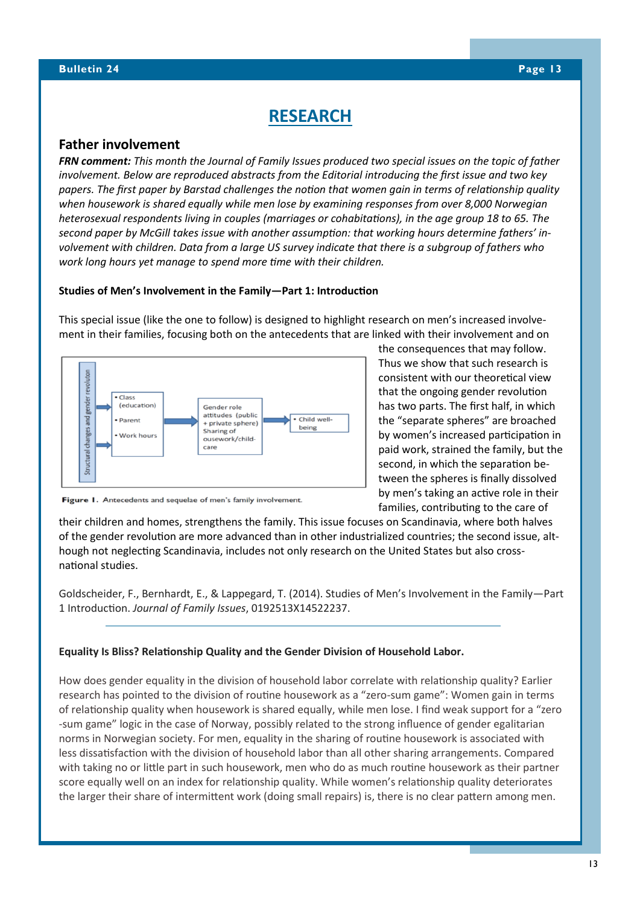## RESEARCH

### Father involvement

***FRN comment:*** *This month the Journal of Family Issues produced two special issues on the topic of father involvement. Below are reproduced abstracts from the Editorial introducing the first issue and two key papers. The first paper by Barstad challenges the notion that women gain in terms of relationship quality when housework is shared equally while men lose by examining responses from over 8,000 Norwegian heterosexual respondents living in couples (marriages or cohabitations), in the age group 18 to 65. The second paper by McGill takes issue with another assumption: that working hours determine fathers' involvement with children. Data from a large US survey indicate that there is a subgroup of fathers who work long hours yet manage to spend more time with their children.*

**Studies of Men's Involvement in the Family—Part 1: Introduction**

This special issue (like the one to follow) is designed to highlight research on men's increased involvement in their families, focusing both on the antecedents that are linked with their involvement and on the consequences that may follow. Thus we show that such research is consistent with our theoretical view that the ongoing gender revolution has two parts. The first half, in which the "separate spheres" are broached by women's increased participation in paid work, strained the family, but the second, in which the separation between the spheres is finally dissolved by men's taking an active role in their families, contributing to the care of their children and homes, strengthens the family. This issue focuses on Scandinavia, where both halves of the gender revolution are more advanced than in other industrialized countries; the second issue, although not neglecting Scandinavia, includes not only research on the United States but also cross-national studies.

Structural changes and gender revolution → • Class (education) • Parent • Work hours → Gender role attitudes (public + private sphere) Sharing of ousework/child-care → • Child well-being

**Figure 1.** Antecedents and sequelae of men's family involvement.

Goldscheider, F., Bernhardt, E., & Lappegard, T. (2014). Studies of Men's Involvement in the Family—Part 1 Introduction. *Journal of Family Issues*, 0192513X14522237.

---

**Equality Is Bliss? Relationship Quality and the Gender Division of Household Labor.**

How does gender equality in the division of household labor correlate with relationship quality? Earlier research has pointed to the division of routine housework as a "zero-sum game": Women gain in terms of relationship quality when housework is shared equally, while men lose. I find weak support for a "zero-sum game" logic in the case of Norway, possibly related to the strong influence of gender egalitarian norms in Norwegian society. For men, equality in the sharing of routine housework is associated with less dissatisfaction with the division of household labor than all other sharing arrangements. Compared with taking no or little part in such housework, men who do as much routine housework as their partner score equally well on an index for relationship quality. While women's relationship quality deteriorates the larger their share of intermittent work (doing small repairs) is, there is no clear pattern among men.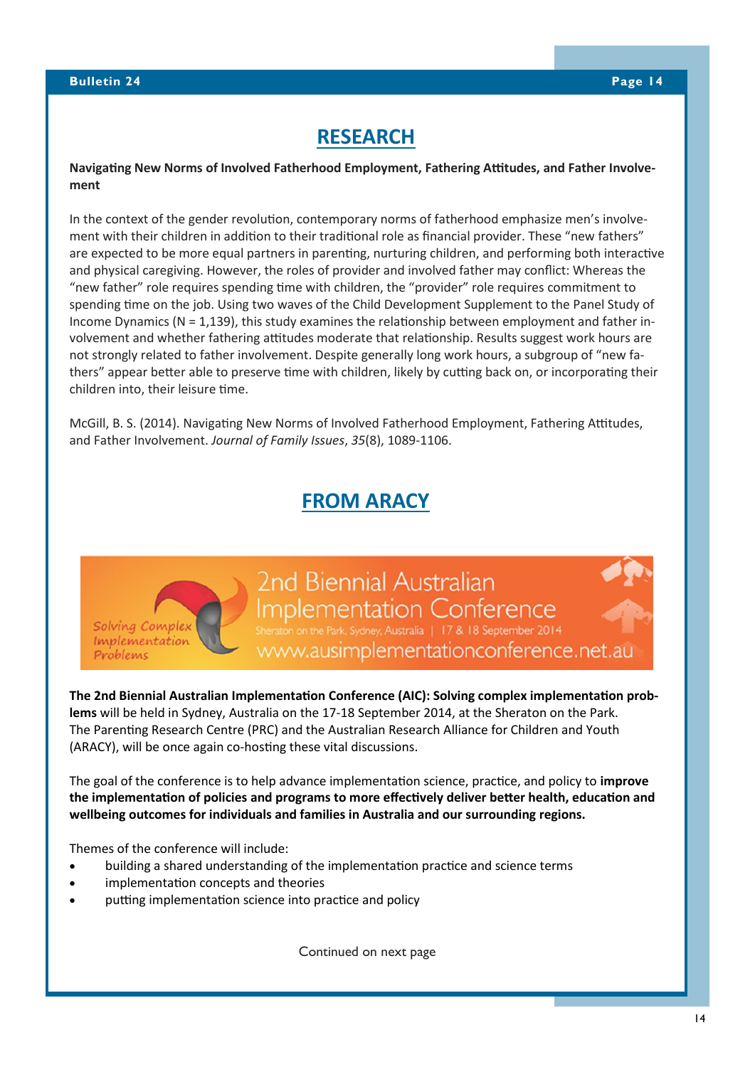## RESEARCH

**Navigating New Norms of Involved Fatherhood Employment, Fathering Attitudes, and Father Involvement**

In the context of the gender revolution, contemporary norms of fatherhood emphasize men's involvement with their children in addition to their traditional role as financial provider. These "new fathers" are expected to be more equal partners in parenting, nurturing children, and performing both interactive and physical caregiving. However, the roles of provider and involved father may conflict: Whereas the "new father" role requires spending time with children, the "provider" role requires commitment to spending time on the job. Using two waves of the Child Development Supplement to the Panel Study of Income Dynamics (N = 1,139), this study examines the relationship between employment and father involvement and whether fathering attitudes moderate that relationship. Results suggest work hours are not strongly related to father involvement. Despite generally long work hours, a subgroup of "new fathers" appear better able to preserve time with children, likely by cutting back on, or incorporating their children into, their leisure time.

McGill, B. S. (2014). Navigating New Norms of Involved Fatherhood Employment, Fathering Attitudes, and Father Involvement. *Journal of Family Issues*, *35*(8), 1089-1106.

## FROM ARACY

2nd Biennial Australian Implementation Conference

Solving Complex Implementation Problems

Sheraton on the Park, Sydney, Australia | 17 & 18 September 2014

www.ausimplementationconference.net.au

**The 2nd Biennial Australian Implementation Conference (AIC): Solving complex implementation problems** will be held in Sydney, Australia on the 17-18 September 2014, at the Sheraton on the Park. The Parenting Research Centre (PRC) and the Australian Research Alliance for Children and Youth (ARACY), will be once again co-hosting these vital discussions.

The goal of the conference is to help advance implementation science, practice, and policy to **improve the implementation of policies and programs to more effectively deliver better health, education and wellbeing outcomes for individuals and families in Australia and our surrounding regions.**

Themes of the conference will include:

- building a shared understanding of the implementation practice and science terms
- implementation concepts and theories
- putting implementation science into practice and policy

Continued on next page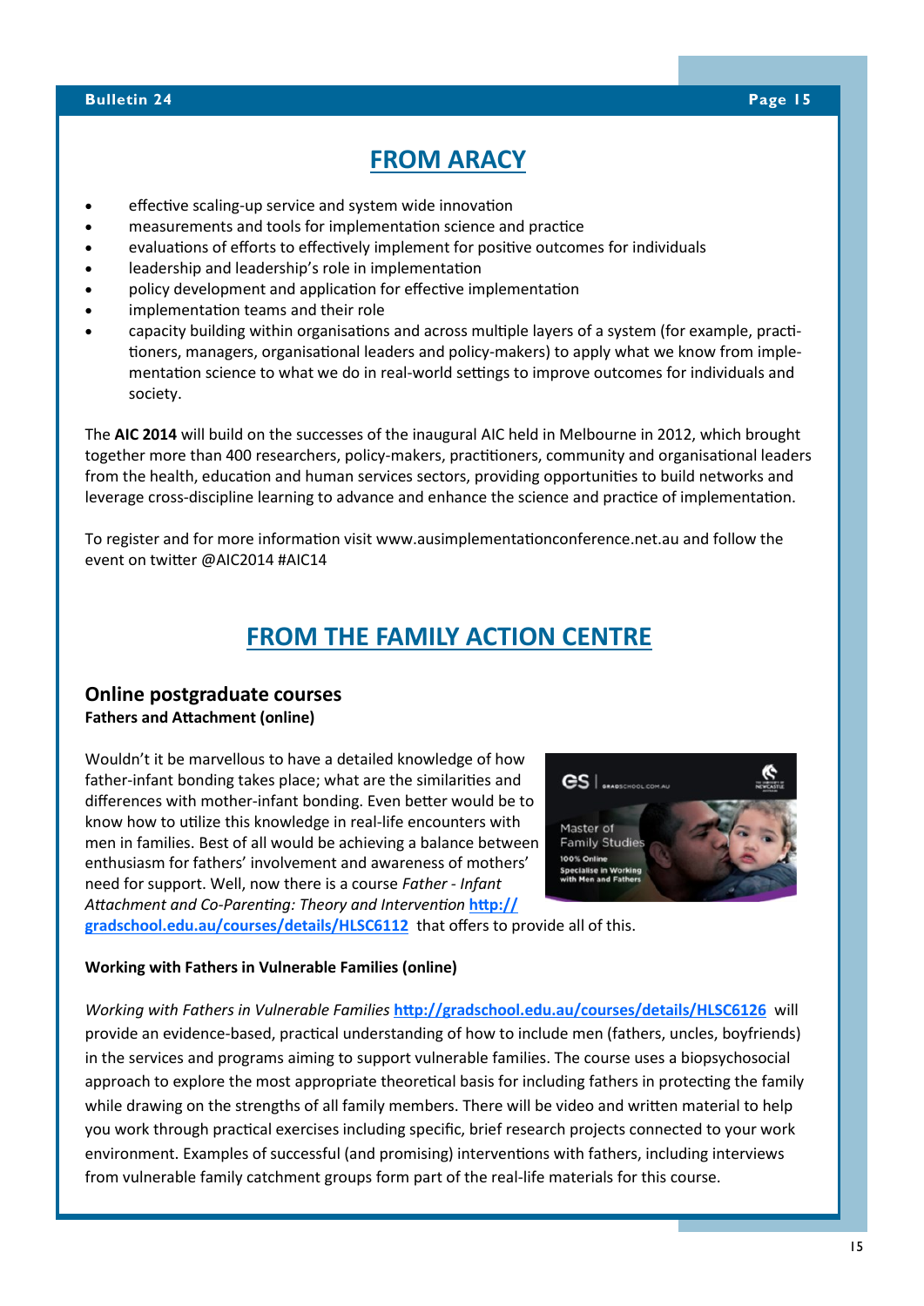## FROM ARACY

- effective scaling-up service and system wide innovation
- measurements and tools for implementation science and practice
- evaluations of efforts to effectively implement for positive outcomes for individuals
- leadership and leadership's role in implementation
- policy development and application for effective implementation
- implementation teams and their role
- capacity building within organisations and across multiple layers of a system (for example, practitioners, managers, organisational leaders and policy-makers) to apply what we know from implementation science to what we do in real-world settings to improve outcomes for individuals and society.

The **AIC 2014** will build on the successes of the inaugural AIC held in Melbourne in 2012, which brought together more than 400 researchers, policy-makers, practitioners, community and organisational leaders from the health, education and human services sectors, providing opportunities to build networks and leverage cross-discipline learning to advance and enhance the science and practice of implementation.

To register and for more information visit www.ausimplementationconference.net.au and follow the event on twitter @AIC2014 #AIC14

## FROM THE FAMILY ACTION CENTRE

### Online postgraduate courses

**Fathers and Attachment (online)**

Wouldn't it be marvellous to have a detailed knowledge of how father-infant bonding takes place; what are the similarities and differences with mother-infant bonding. Even better would be to know how to utilize this knowledge in real-life encounters with men in families. Best of all would be achieving a balance between enthusiasm for fathers' involvement and awareness of mothers' need for support. Well, now there is a course *Father - Infant Attachment and Co-Parenting: Theory and Intervention* **http://gradschool.edu.au/courses/details/HLSC6112** that offers to provide all of this.

**Working with Fathers in Vulnerable Families (online)**

*Working with Fathers in Vulnerable Families* **http://gradschool.edu.au/courses/details/HLSC6126** will provide an evidence-based, practical understanding of how to include men (fathers, uncles, boyfriends) in the services and programs aiming to support vulnerable families. The course uses a biopsychosocial approach to explore the most appropriate theoretical basis for including fathers in protecting the family while drawing on the strengths of all family members. There will be video and written material to help you work through practical exercises including specific, brief research projects connected to your work environment. Examples of successful (and promising) interventions with fathers, including interviews from vulnerable family catchment groups form part of the real-life materials for this course.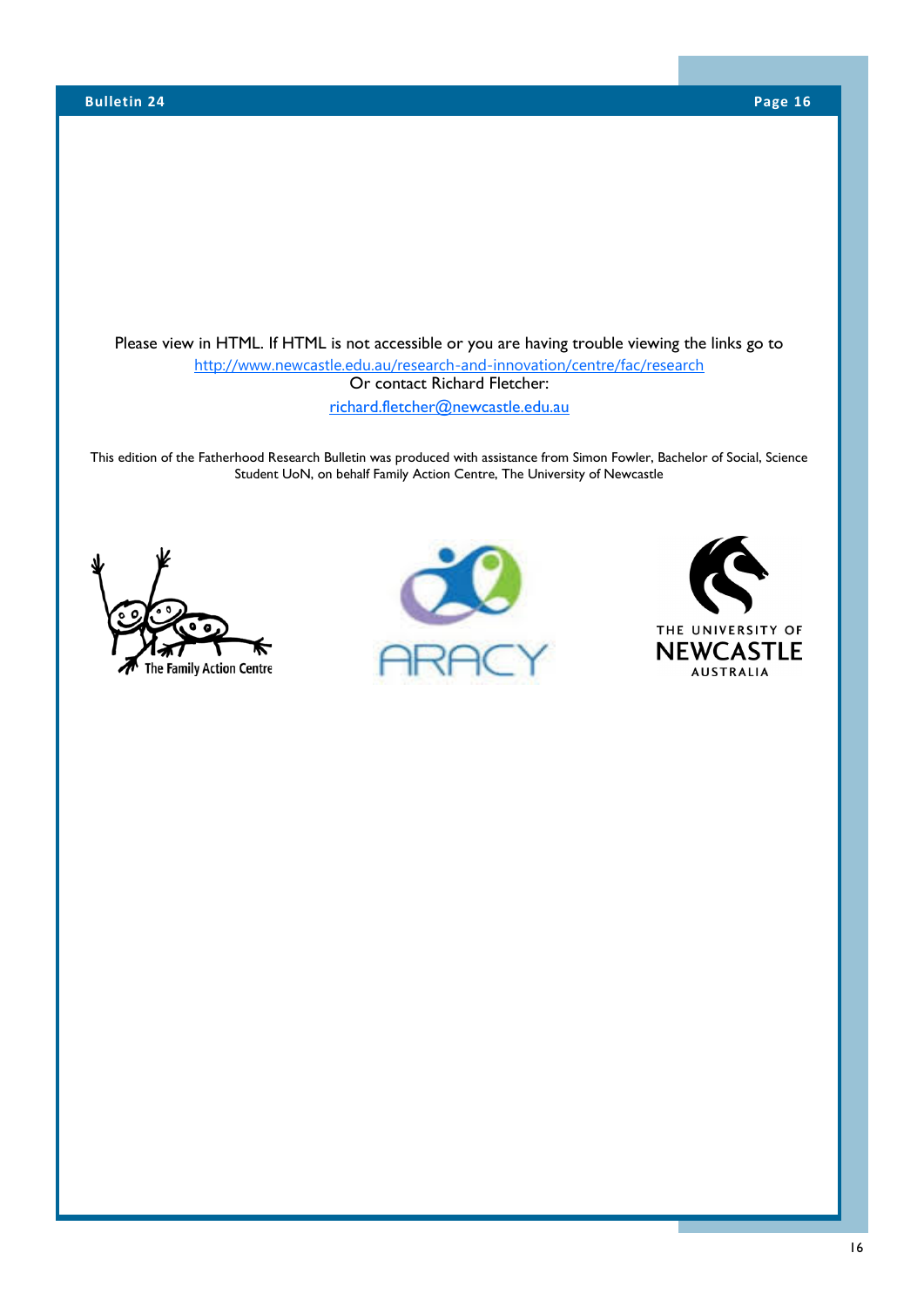Please view in HTML. If HTML is not accessible or you are having trouble viewing the links go to
http://www.newcastle.edu.au/research-and-innovation/centre/fac/research
Or contact Richard Fletcher:
richard.fletcher@newcastle.edu.au

This edition of the Fatherhood Research Bulletin was produced with assistance from Simon Fowler, Bachelor of Social, Science Student UoN, on behalf Family Action Centre, The University of Newcastle

The Family Action Centre

ARACY

THE UNIVERSITY OF NEWCASTLE AUSTRALIA